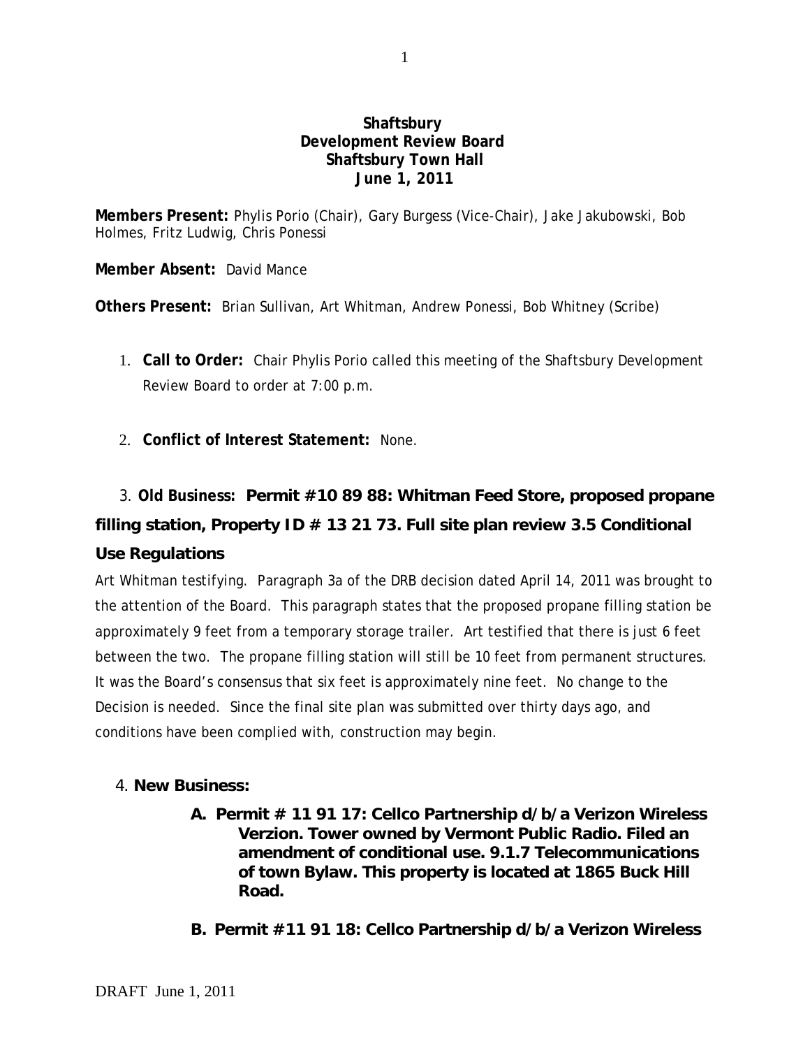# Shaftsbury
## Development Review Board
## Shaftsbury Town Hall
## June 1, 2011

**Members Present:** Phylis Porio (Chair), Gary Burgess (Vice-Chair), Jake Jakubowski, Bob Holmes, Fritz Ludwig, Chris Ponessi

**Member Absent:** David Mance

**Others Present:** Brian Sullivan, Art Whitman, Andrew Ponessi, Bob Whitney (Scribe)

1. **Call to Order:** Chair Phylis Porio called this meeting of the Shaftsbury Development Review Board to order at 7:00 p.m.

2. **Conflict of Interest Statement:** None.

3. **Old Business: Permit #10 89 88: Whitman Feed Store, proposed propane filling station, Property ID # 13 21 73. Full site plan review 3.5 Conditional Use Regulations**

Art Whitman testifying. Paragraph 3a of the DRB decision dated April 14, 2011 was brought to the attention of the Board. This paragraph states that the proposed propane filling station be approximately 9 feet from a temporary storage trailer. Art testified that there is just 6 feet between the two. The propane filling station will still be 10 feet from permanent structures. It was the Board's consensus that six feet is approximately nine feet. No change to the Decision is needed. Since the final site plan was submitted over thirty days ago, and conditions have been complied with, construction may begin.

4. **New Business:**

   **A. Permit # 11 91 17: Cellco Partnership d/b/a Verizon Wireless Verzion. Tower owned by Vermont Public Radio. Filed an amendment of conditional use. 9.1.7 Telecommunications of town Bylaw. This property is located at 1865 Buck Hill Road.**

   **B. Permit #11 91 18: Cellco Partnership d/b/a Verizon Wireless**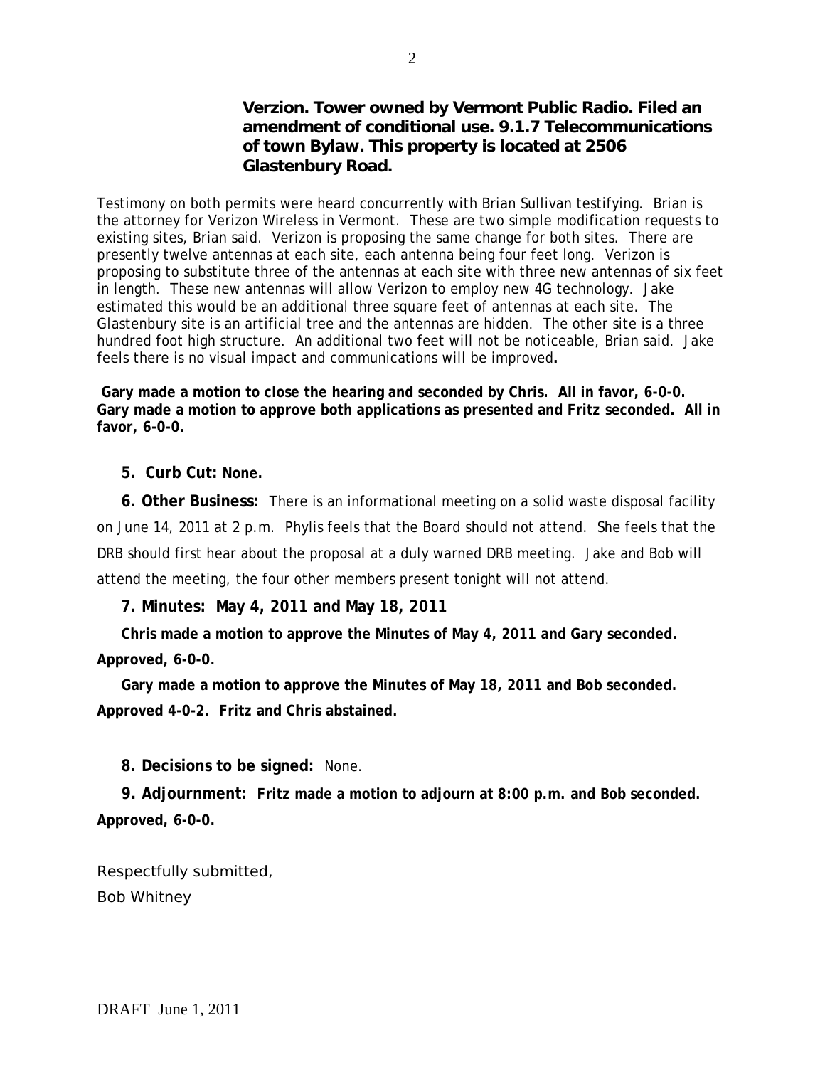**Verzion. Tower owned by Vermont Public Radio. Filed an amendment of conditional use. 9.1.7 Telecommunications of town Bylaw. This property is located at 2506 Glastenbury Road.**

Testimony on both permits were heard concurrently with Brian Sullivan testifying. Brian is the attorney for Verizon Wireless in Vermont. These are two simple modification requests to existing sites, Brian said. Verizon is proposing the same change for both sites. There are presently twelve antennas at each site, each antenna being four feet long. Verizon is proposing to substitute three of the antennas at each site with three new antennas of six feet in length. These new antennas will allow Verizon to employ new 4G technology. Jake estimated this would be an additional three square feet of antennas at each site. The Glastenbury site is an artificial tree and the antennas are hidden. The other site is a three hundred foot high structure. An additional two feet will not be noticeable, Brian said. Jake feels there is no visual impact and communications will be improved**.**

**Gary made a motion to close the hearing and seconded by Chris. All in favor, 6-0-0. Gary made a motion to approve both applications as presented and Fritz seconded. All in favor, 6-0-0.**

**5. Curb Cut: None.**

**6. Other Business:** There is an informational meeting on a solid waste disposal facility on June 14, 2011 at 2 p.m. Phylis feels that the Board should not attend. She feels that the DRB should first hear about the proposal at a duly warned DRB meeting. Jake and Bob will attend the meeting, the four other members present tonight will not attend.

**7. Minutes: May 4, 2011 and May 18, 2011**

**Chris made a motion to approve the Minutes of May 4, 2011 and Gary seconded. Approved, 6-0-0.**

**Gary made a motion to approve the Minutes of May 18, 2011 and Bob seconded. Approved 4-0-2. Fritz and Chris abstained.**

**8. Decisions to be signed:** None.

**9. Adjournment: Fritz made a motion to adjourn at 8:00 p.m. and Bob seconded. Approved, 6-0-0.**

Respectfully submitted,
Bob Whitney

DRAFT June 1, 2011